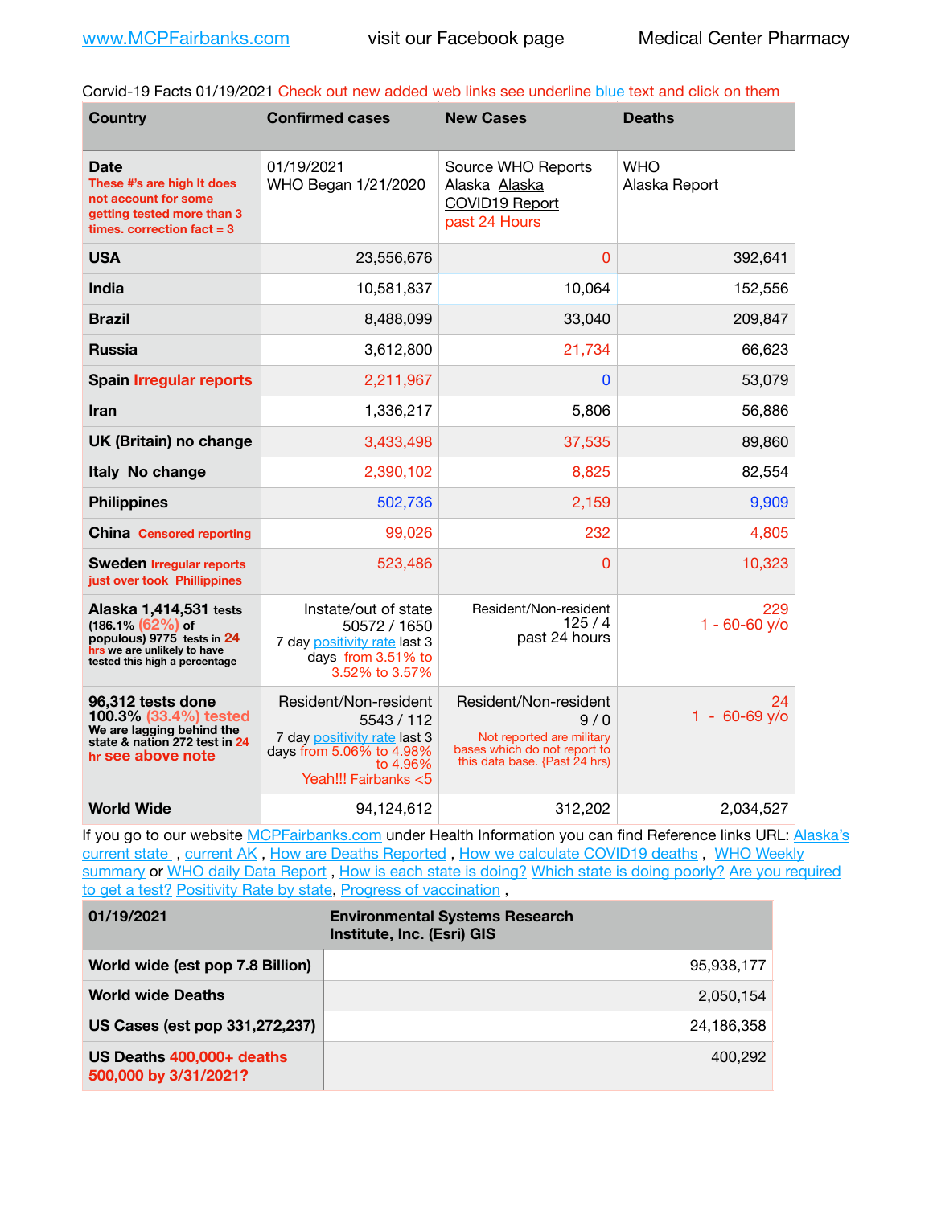www.MCPFairbanks.com visit our Facebook page Medical Center Pharmacy

Corvid-19 Facts 01/19/2021 Check out new added web links see underline blue text and click on them

| Country | Confirmed cases | New Cases | Deaths |
|---|---|---|---|
| **Date** These #'s are high It does not account for some getting tested more than 3 times. correction fact = 3 | 01/19/2021 WHO Began 1/21/2020 | Source WHO Reports Alaska Alaska COVID19 Report past 24 Hours | WHO Alaska Report |
| **USA** | 23,556,676 | 0 | 392,641 |
| **India** | 10,581,837 | 10,064 | 152,556 |
| **Brazil** | 8,488,099 | 33,040 | 209,847 |
| **Russia** | 3,612,800 | 21,734 | 66,623 |
| **Spain Irregular reports** | 2,211,967 | 0 | 53,079 |
| **Iran** | 1,336,217 | 5,806 | 56,886 |
| **UK (Britain) no change** | 3,433,498 | 37,535 | 89,860 |
| **Italy No change** | 2,390,102 | 8,825 | 82,554 |
| **Philippines** | 502,736 | 2,159 | 9,909 |
| **China** Censored reporting | 99,026 | 232 | 4,805 |
| **Sweden** Irregular reports just over took Phillippines | 523,486 | 0 | 10,323 |
| **Alaska 1,414,531** tests (186.1% (62%) of populous) 9775 tests in 24 hrs we are unlikely to have tested this high a percentage | Instate/out of state 50572 / 1650 7 day positivity rate last 3 days from 3.51% to 3.52% to 3.57% | Resident/Non-resident 125 / 4 past 24 hours | 229 1 - 60-60 y/o |
| **96,312 tests done 100.3% (33.4%) tested** We are lagging behind the state & nation 272 test in 24 hr see above note | Resident/Non-resident 5543 / 112 7 day positivity rate last 3 days from 5.06% to 4.98% to 4.96% Yeah!!! Fairbanks <5 | Resident/Non-resident 9 / 0 Not reported are military bases which do not report to this data base. {Past 24 hrs) | 24 1 - 60-69 y/o |
| **World Wide** | 94,124,612 | 312,202 | 2,034,527 |

If you go to our website MCPFairbanks.com under Health Information you can find Reference links URL: Alaska's current state , current AK , How are Deaths Reported , How we calculate COVID19 deaths , WHO Weekly summary or WHO daily Data Report , How is each state is doing? Which state is doing poorly? Are you required to get a test? Positivity Rate by state, Progress of vaccination ,

| 01/19/2021 | Environmental Systems Research Institute, Inc. (Esri) GIS |
|---|---|
| **World wide (est pop 7.8 Billion)** | 95,938,177 |
| **World wide Deaths** | 2,050,154 |
| **US Cases (est pop 331,272,237)** | 24,186,358 |
| **US Deaths 400,000+ deaths 500,000 by 3/31/2021?** | 400,292 |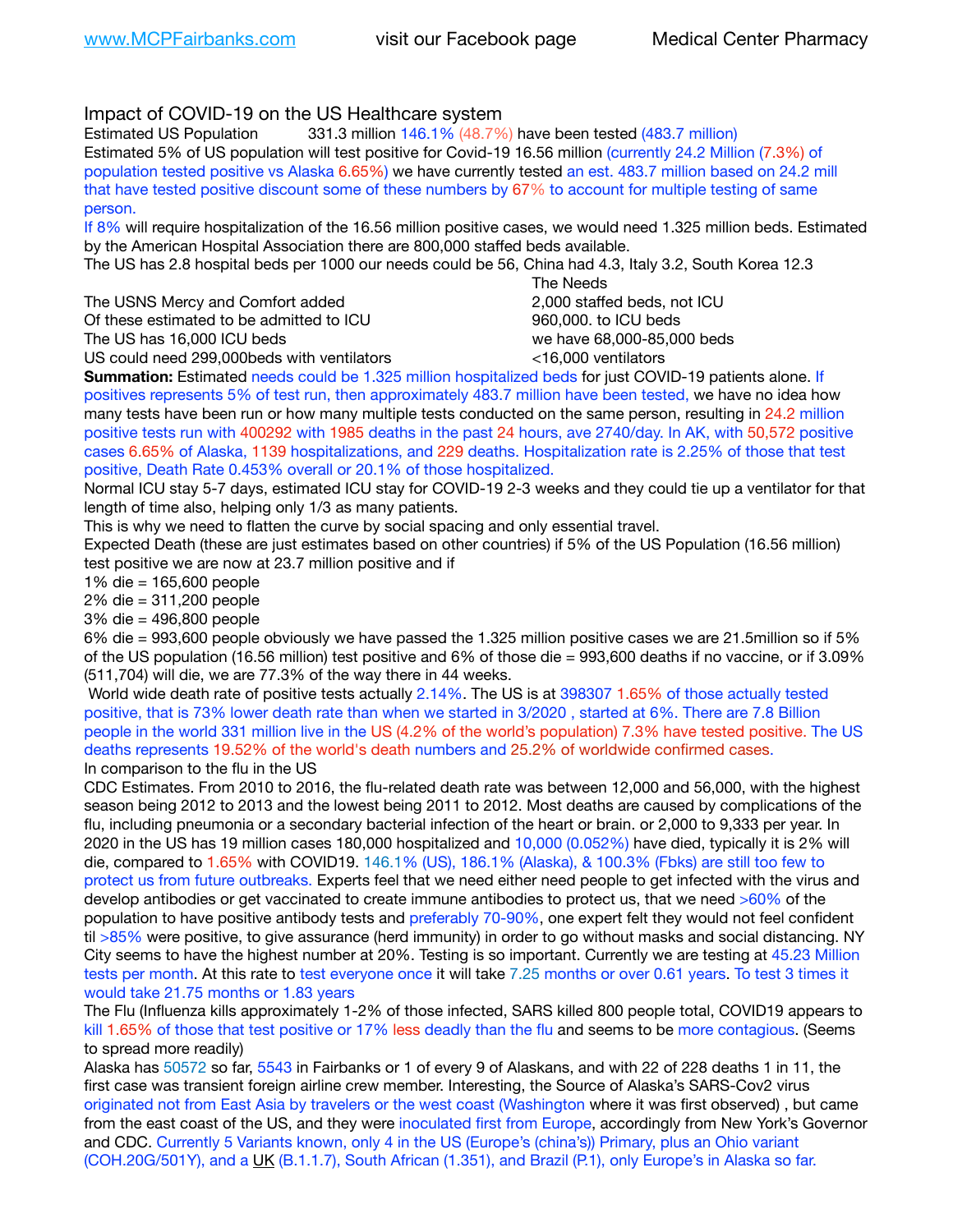Impact of COVID-19 on the US Healthcare system

Estimated US Population 331.3 million 146.1% (48.7%) have been tested (483.7 million)

Estimated 5% of US population will test positive for Covid-19 16.56 million (currently 24.2 Million (7.3%) of population tested positive vs Alaska 6.65%) we have currently tested an est. 483.7 million based on 24.2 mill that have tested positive discount some of these numbers by 67% to account for multiple testing of same person.

If 8% will require hospitalization of the 16.56 million positive cases, we would need 1.325 million beds. Estimated by the American Hospital Association there are 800,000 staffed beds available.

The US has 2.8 hospital beds per 1000 our needs could be 56, China had 4.3, Italy 3.2, South Korea 12.3

| | The Needs |
|---|---|
| The USNS Mercy and Comfort added | 2,000 staffed beds, not ICU |
| Of these estimated to be admitted to ICU | 960,000. to ICU beds |
| The US has 16,000 ICU beds | we have 68,000-85,000 beds |
| US could need 299,000beds with ventilators | <16,000 ventilators |

**Summation:** Estimated needs could be 1.325 million hospitalized beds for just COVID-19 patients alone. If positives represents 5% of test run, then approximately 483.7 million have been tested, we have no idea how many tests have been run or how many multiple tests conducted on the same person, resulting in 24.2 million positive tests run with 400292 with 1985 deaths in the past 24 hours, ave 2740/day. In AK, with 50,572 positive cases 6.65% of Alaska, 1139 hospitalizations, and 229 deaths. Hospitalization rate is 2.25% of those that test positive, Death Rate 0.453% overall or 20.1% of those hospitalized.

Normal ICU stay 5-7 days, estimated ICU stay for COVID-19 2-3 weeks and they could tie up a ventilator for that length of time also, helping only 1/3 as many patients.

This is why we need to flatten the curve by social spacing and only essential travel.

Expected Death (these are just estimates based on other countries) if 5% of the US Population (16.56 million) test positive we are now at 23.7 million positive and if

1% die = 165,600 people
2% die = 311,200 people
3% die = 496,800 people
6% die = 993,600 people obviously we have passed the 1.325 million positive cases we are 21.5million so if 5% of the US population (16.56 million) test positive and 6% of those die = 993,600 deaths if no vaccine, or if 3.09% (511,704) will die, we are 77.3% of the way there in 44 weeks.

World wide death rate of positive tests actually 2.14%. The US is at 398307 1.65% of those actually tested positive, that is 73% lower death rate than when we started in 3/2020 , started at 6%. There are 7.8 Billion people in the world 331 million live in the US (4.2% of the world's population) 7.3% have tested positive. The US deaths represents 19.52% of the world's death numbers and 25.2% of worldwide confirmed cases.

In comparison to the flu in the US

CDC Estimates. From 2010 to 2016, the flu-related death rate was between 12,000 and 56,000, with the highest season being 2012 to 2013 and the lowest being 2011 to 2012. Most deaths are caused by complications of the flu, including pneumonia or a secondary bacterial infection of the heart or brain. or 2,000 to 9,333 per year. In 2020 in the US has 19 million cases 180,000 hospitalized and 10,000 (0.052%) have died, typically it is 2% will die, compared to 1.65% with COVID19. 146.1% (US), 186.1% (Alaska), & 100.3% (Fbks) are still too few to protect us from future outbreaks. Experts feel that we need either need people to get infected with the virus and develop antibodies or get vaccinated to create immune antibodies to protect us, that we need >60% of the population to have positive antibody tests and preferably 70-90%, one expert felt they would not feel confident til >85% were positive, to give assurance (herd immunity) in order to go without masks and social distancing. NY City seems to have the highest number at 20%. Testing is so important. Currently we are testing at 45.23 Million tests per month. At this rate to test everyone once it will take 7.25 months or over 0.61 years. To test 3 times it would take 21.75 months or 1.83 years

The Flu (Influenza kills approximately 1-2% of those infected, SARS killed 800 people total, COVID19 appears to kill 1.65% of those that test positive or 17% less deadly than the flu and seems to be more contagious. (Seems to spread more readily)

Alaska has 50572 so far, 5543 in Fairbanks or 1 of every 9 of Alaskans, and with 22 of 228 deaths 1 in 11, the first case was transient foreign airline crew member. Interestingly, the Source of Alaska's SARS-Cov2 virus originated not from East Asia by travelers or the west coast (Washington where it was first observed) , but came from the east coast of the US, and they were inoculated first from Europe, accordingly from New York's Governor and CDC. Currently 5 Variants known, only 4 in the US (Europe's (china's)) Primary, plus an Ohio variant (COH.20G/501Y), and a UK (B.1.1.7), South African (1.351), and Brazil (P.1), only Europe's in Alaska so far.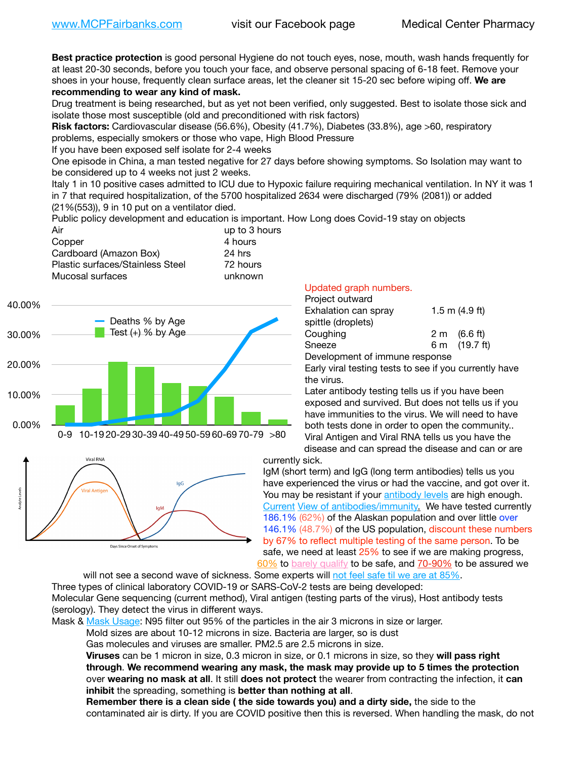www.MCPFairbanks.com visit our Facebook page Medical Center Pharmacy

**Best practice protection** is good personal Hygiene do not touch eyes, nose, mouth, wash hands frequently for at least 20-30 seconds, before you touch your face, and observe personal spacing of 6-18 feet. Remove your shoes in your house, frequently clean surface areas, let the cleaner sit 15-20 sec before wiping off. **We are recommending to wear any kind of mask.**

Drug treatment is being researched, but as yet not been verified, only suggested. Best to isolate those sick and isolate those most susceptible (old and preconditioned with risk factors)

**Risk factors:** Cardiovascular disease (56.6%), Obesity (41.7%), Diabetes (33.8%), age >60, respiratory problems, especially smokers or those who vape, High Blood Pressure

If you have been exposed self isolate for 2-4 weeks

One episode in China, a man tested negative for 27 days before showing symptoms. So Isolation may want to be considered up to 4 weeks not just 2 weeks.

Italy 1 in 10 positive cases admitted to ICU due to Hypoxic failure requiring mechanical ventilation. In NY it was 1 in 7 that required hospitalization, of the 5700 hospitalized 2634 were discharged (79% (2081)) or added (21%(553)), 9 in 10 put on a ventilator died.

Public policy development and education is important. How Long does Covid-19 stay on objects

| | |
|---|---|
| Air | up to 3 hours |
| Copper | 4 hours |
| Cardboard (Amazon Box) | 24 hrs |
| Plastic surfaces/Stainless Steel | 72 hours |
| Mucosal surfaces | unknown |

Updated graph numbers.

Project outward

| | | |
|---|---|---|
| Exhalation can spray spittle (droplets) | 1.5 m | (4.9 ft) |
| Coughing | 2 m | (6.6 ft) |
| Sneeze | 6 m | (19.7 ft) |

Development of immune response

Early viral testing tests to see if you currently have the virus.

Later antibody testing tells us if you have been exposed and survived. But does not tells us if you have immunities to the virus. We will need to have both tests done in order to open the community..

Viral Antigen and Viral RNA tells us you have the disease and can spread the disease and can or are currently sick.

IgM (short term) and IgG (long term antibodies) tells us you have experienced the virus or had the vaccine, and got over it. You may be resistant if your antibody levels are high enough. Current View of antibodies/immunity. We have tested currently 186.1% (62%) of the Alaskan population and over little over 146.1% (48.7%) of the US population, discount these numbers by 67% to reflect multiple testing of the same person. To be safe, we need at least 25% to see if we are making progress, 60% to barely qualify to be safe, and 70-90% to be assured we will not see a second wave of sickness. Some experts will not feel safe til we are at 85%.

Three types of clinical laboratory COVID-19 or SARS-CoV-2 tests are being developed:

Molecular Gene sequencing (current method), Viral antigen (testing parts of the virus), Host antibody tests (serology). They detect the virus in different ways.

Mask & Mask Usage: N95 filter out 95% of the particles in the air 3 microns in size or larger.

Mold sizes are about 10-12 microns in size. Bacteria are larger, so is dust

Gas molecules and viruses are smaller. PM2.5 are 2.5 microns in size.

**Viruses** can be 1 micron in size, 0.3 micron in size, or 0.1 microns in size, so they **will pass right through**. **We recommend wearing any mask, the mask may provide up to 5 times the protection** over **wearing no mask at all**. It still **does not protect** the wearer from contracting the infection, it **can inhibit** the spreading, something is **better than nothing at all**.

**Remember there is a clean side ( the side towards you) and a dirty side,** the side to the contaminated air is dirty. If you are COVID positive then this is reversed. When handling the mask, do not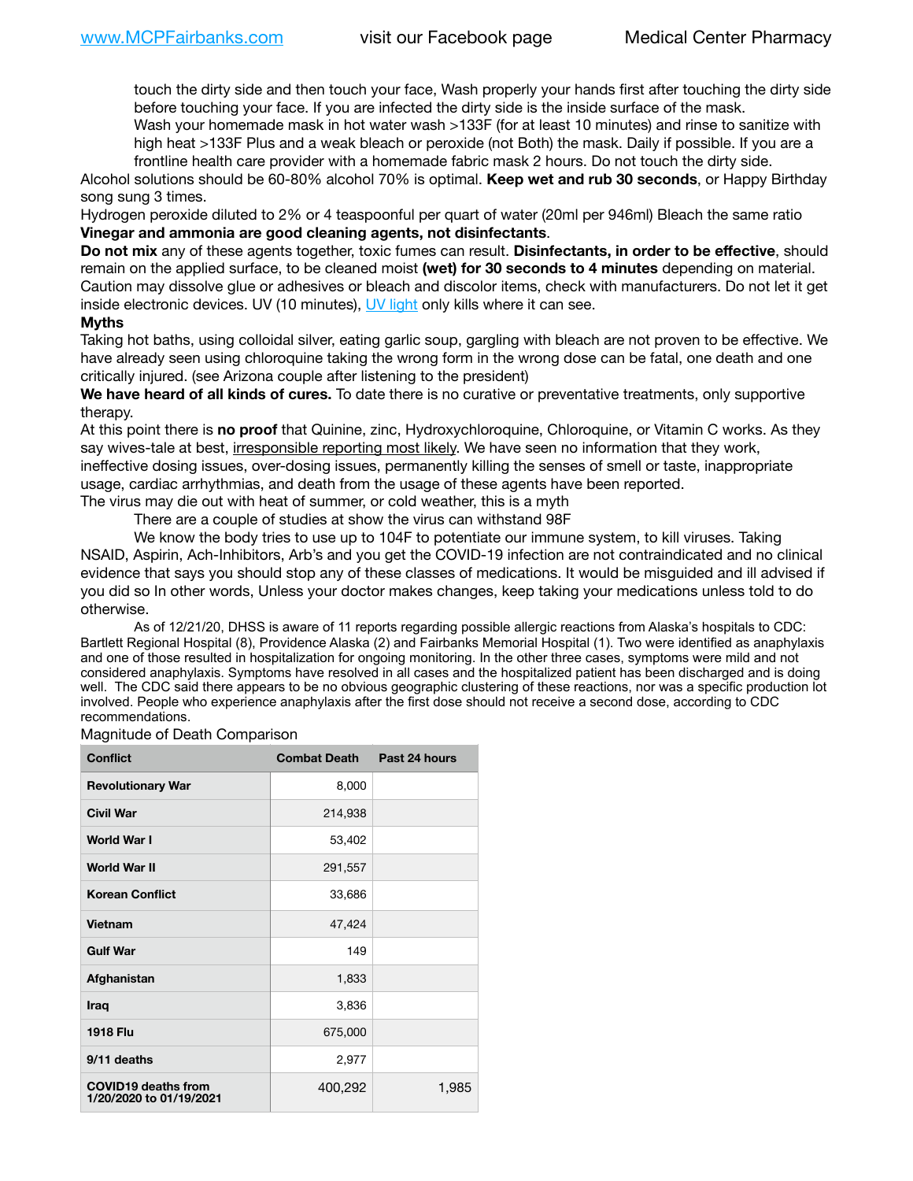touch the dirty side and then touch your face, Wash properly your hands first after touching the dirty side before touching your face. If you are infected the dirty side is the inside surface of the mask.

Wash your homemade mask in hot water wash >133F (for at least 10 minutes) and rinse to sanitize with high heat >133F Plus and a weak bleach or peroxide (not Both) the mask. Daily if possible. If you are a frontline health care provider with a homemade fabric mask 2 hours. Do not touch the dirty side.

Alcohol solutions should be 60-80% alcohol 70% is optimal. **Keep wet and rub 30 seconds**, or Happy Birthday song sung 3 times.

Hydrogen peroxide diluted to 2% or 4 teaspoonful per quart of water (20ml per 946ml) Bleach the same ratio **Vinegar and ammonia are good cleaning agents, not disinfectants**.

**Do not mix** any of these agents together, toxic fumes can result. **Disinfectants, in order to be effective**, should remain on the applied surface, to be cleaned moist **(wet) for 30 seconds to 4 minutes** depending on material. Caution may dissolve glue or adhesives or bleach and discolor items, check with manufacturers. Do not let it get inside electronic devices. UV (10 minutes), UV light only kills where it can see.

**Myths**

Taking hot baths, using colloidal silver, eating garlic soup, gargling with bleach are not proven to be effective. We have already seen using chloroquine taking the wrong form in the wrong dose can be fatal, one death and one critically injured. (see Arizona couple after listening to the president)

**We have heard of all kinds of cures.** To date there is no curative or preventative treatments, only supportive therapy.

At this point there is **no proof** that Quinine, zinc, Hydroxychloroquine, Chloroquine, or Vitamin C works. As they say wives-tale at best, irresponsible reporting most likely. We have seen no information that they work, ineffective dosing issues, over-dosing issues, permanently killing the senses of smell or taste, inappropriate usage, cardiac arrhythmias, and death from the usage of these agents have been reported.

The virus may die out with heat of summer, or cold weather, this is a myth

There are a couple of studies at show the virus can withstand 98F

We know the body tries to use up to 104F to potentiate our immune system, to kill viruses. Taking NSAID, Aspirin, Ach-Inhibitors, Arb's and you get the COVID-19 infection are not contraindicated and no clinical evidence that says you should stop any of these classes of medications. It would be misguided and ill advised if you did so In other words, Unless your doctor makes changes, keep taking your medications unless told to do otherwise.

As of 12/21/20, DHSS is aware of 11 reports regarding possible allergic reactions from Alaska's hospitals to CDC: Bartlett Regional Hospital (8), Providence Alaska (2) and Fairbanks Memorial Hospital (1). Two were identified as anaphylaxis and one of those resulted in hospitalization for ongoing monitoring. In the other three cases, symptoms were mild and not considered anaphylaxis. Symptoms have resolved in all cases and the hospitalized patient has been discharged and is doing well. The CDC said there appears to be no obvious geographic clustering of these reactions, nor was a specific production lot involved. People who experience anaphylaxis after the first dose should not receive a second dose, according to CDC recommendations.

Magnitude of Death Comparison

| Conflict | Combat Death | Past 24 hours |
|---|---|---|
| Revolutionary War | 8,000 | |
| Civil War | 214,938 | |
| World War I | 53,402 | |
| World War II | 291,557 | |
| Korean Conflict | 33,686 | |
| Vietnam | 47,424 | |
| Gulf War | 149 | |
| Afghanistan | 1,833 | |
| Iraq | 3,836 | |
| 1918 Flu | 675,000 | |
| 9/11 deaths | 2,977 | |
| COVID19 deaths from 1/20/2020 to 01/19/2021 | 400,292 | 1,985 |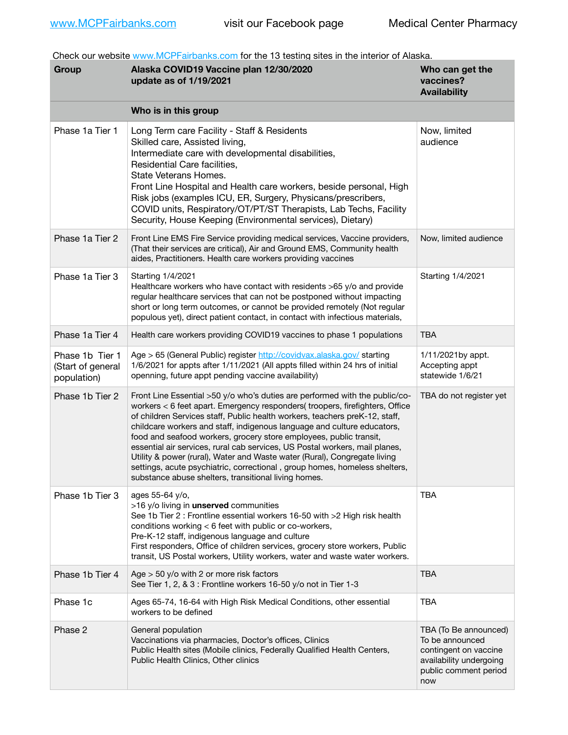www.MCPFairbanks.com visit our Facebook page Medical Center Pharmacy

Check our website www.MCPFairbanks.com for the 13 testing sites in the interior of Alaska.

| Group | Alaska COVID19 Vaccine plan 12/30/2020 update as of 1/19/2021 | Who can get the vaccines? Availability |
|---|---|---|
| | **Who is in this group** | |
| Phase 1a Tier 1 | Long Term care Facility - Staff & Residents<br>Skilled care, Assisted living,<br>Intermediate care with developmental disabilities,<br>Residential Care facilities,<br>State Veterans Homes.<br>Front Line Hospital and Health care workers, beside personal, High Risk jobs (examples ICU, ER, Surgery, Physicans/prescribers, COVID units, Respiratory/OT/PT/ST Therapists, Lab Techs, Facility Security, House Keeping (Environmental services), Dietary) | Now, limited audience |
| Phase 1a Tier 2 | Front Line EMS Fire Service providing medical services, Vaccine providers, (That their services are critical), Air and Ground EMS, Community health aides, Practitioners. Health care workers providing vaccines | Now, limited audience |
| Phase 1a Tier 3 | Starting 1/4/2021<br>Healthcare workers who have contact with residents >65 y/o and provide regular healthcare services that can not be postponed without impacting short or long term outcomes, or cannot be provided remotely (Not regular populous yet), direct patient contact, in contact with infectious materials, | Starting 1/4/2021 |
| Phase 1a Tier 4 | Health care workers providing COVID19 vaccines to phase 1 populations | TBA |
| Phase 1b Tier 1 (Start of general population) | Age > 65 (General Public) register http://covidvax.alaska.gov/ starting 1/6/2021 for appts after 1/11/2021 (All appts filled within 24 hrs of initial openning, future appt pending vaccine availability) | 1/11/2021by appt. Accepting appt statewide 1/6/21 |
| Phase 1b Tier 2 | Front Line Essential >50 y/o who's duties are performed with the public/co-workers < 6 feet apart. Emergency responders( troopers, firefighters, Office of children Services staff, Public health workers, teachers preK-12, staff, childcare workers and staff, indigenous language and culture educators, food and seafood workers, grocery store employees, public transit, essential air services, rural cab services, US Postal workers, mail planes, Utility & power (rural), Water and Waste water (Rural), Congregate living settings, acute psychiatric, correctional , group homes, homeless shelters, substance abuse shelters, transitional living homes. | TBA do not register yet |
| Phase 1b Tier 3 | ages 55-64 y/o,<br>>16 y/o living in **unserved** communities<br>See 1b Tier 2 : Frontline essential workers 16-50 with >2 High risk health conditions working < 6 feet with public or co-workers,<br>Pre-K-12 staff, indigenous language and culture<br>First responders, Office of children services, grocery store workers, Public transit, US Postal workers, Utility workers, water and waste water workers. | TBA |
| Phase 1b Tier 4 | Age > 50 y/o with 2 or more risk factors<br>See Tier 1, 2, & 3 : Frontline workers 16-50 y/o not in Tier 1-3 | TBA |
| Phase 1c | Ages 65-74, 16-64 with High Risk Medical Conditions, other essential workers to be defined | TBA |
| Phase 2 | General population<br>Vaccinations via pharmacies, Doctor's offices, Clinics<br>Public Health sites (Mobile clinics, Federally Qualified Health Centers, Public Health Clinics, Other clinics | TBA (To Be announced)<br>To be announced contingent on vaccine availability undergoing public comment period now |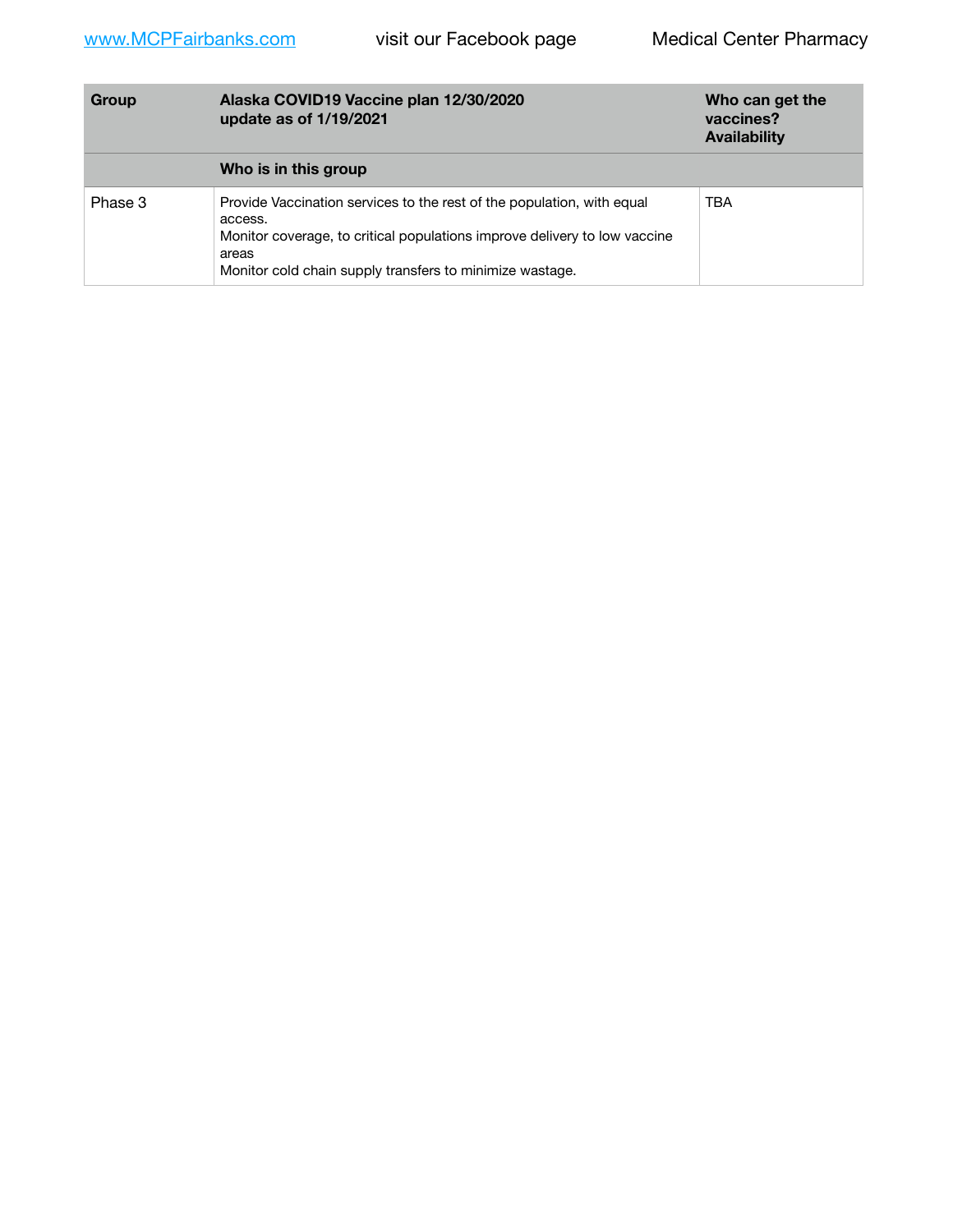| Group | Alaska COVID19 Vaccine plan 12/30/2020 update as of 1/19/2021 | Who can get the vaccines? Availability |
|---|---|---|
| | **Who is in this group** | |
| Phase 3 | Provide Vaccination services to the rest of the population, with equal access.<br>Monitor coverage, to critical populations improve delivery to low vaccine areas<br>Monitor cold chain supply transfers to minimize wastage. | TBA |